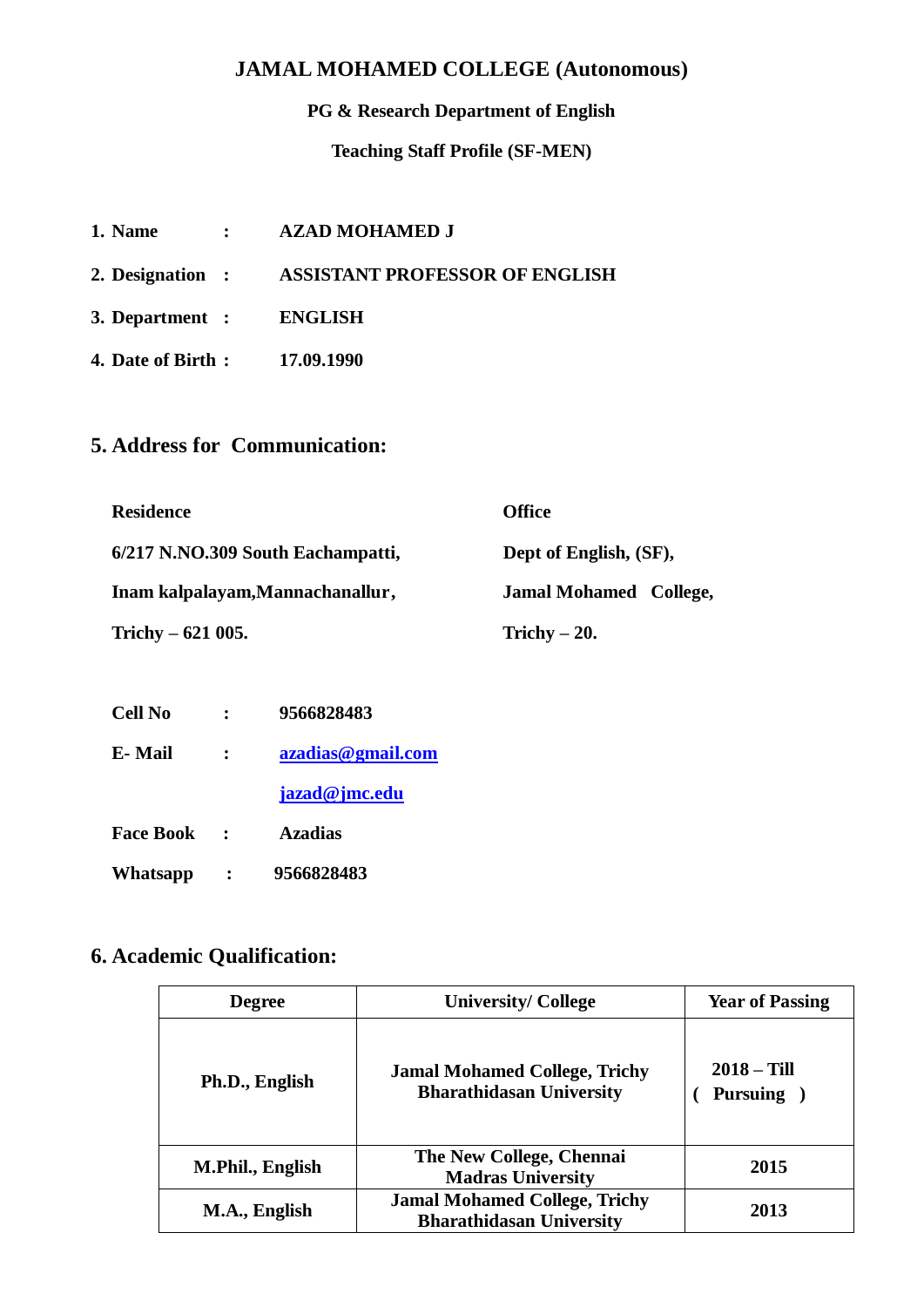# JAMAL MOHAMED COLLEGE (Autonomous)

## PG & Research Department of English

### Teaching Staff Profile (SF-MEN)

1. **Name** : **AZAD MOHAMED J**
2. **Designation** : **ASSISTANT PROFESSOR OF ENGLISH**
3. **Department** : **ENGLISH**
4. **Date of Birth** : **17.09.1990**

## 5. Address for Communication:

**Residence**

**6/217 N.NO.309 South Eachampatti,**
**Inam kalpalayam,Mannachanallur,**
**Trichy – 621 005.**

**Office**

**Dept of English, (SF),**
**Jamal Mohamed College,**
**Trichy – 20.**

**Cell No** : **9566828483**

**E- Mail** : **azadias@gmail.com**
**jazad@jmc.edu**

**Face Book** : **Azadias**

**Whatsapp** : **9566828483**

## 6. Academic Qualification:

| Degree | University/ College | Year of Passing |
|---|---|---|
| Ph.D., English | Jamal Mohamed College, Trichy Bharathidasan University | 2018 – Till ( Pursuing ) |
| M.Phil., English | The New College, Chennai Madras University | 2015 |
| M.A., English | Jamal Mohamed College, Trichy Bharathidasan University | 2013 |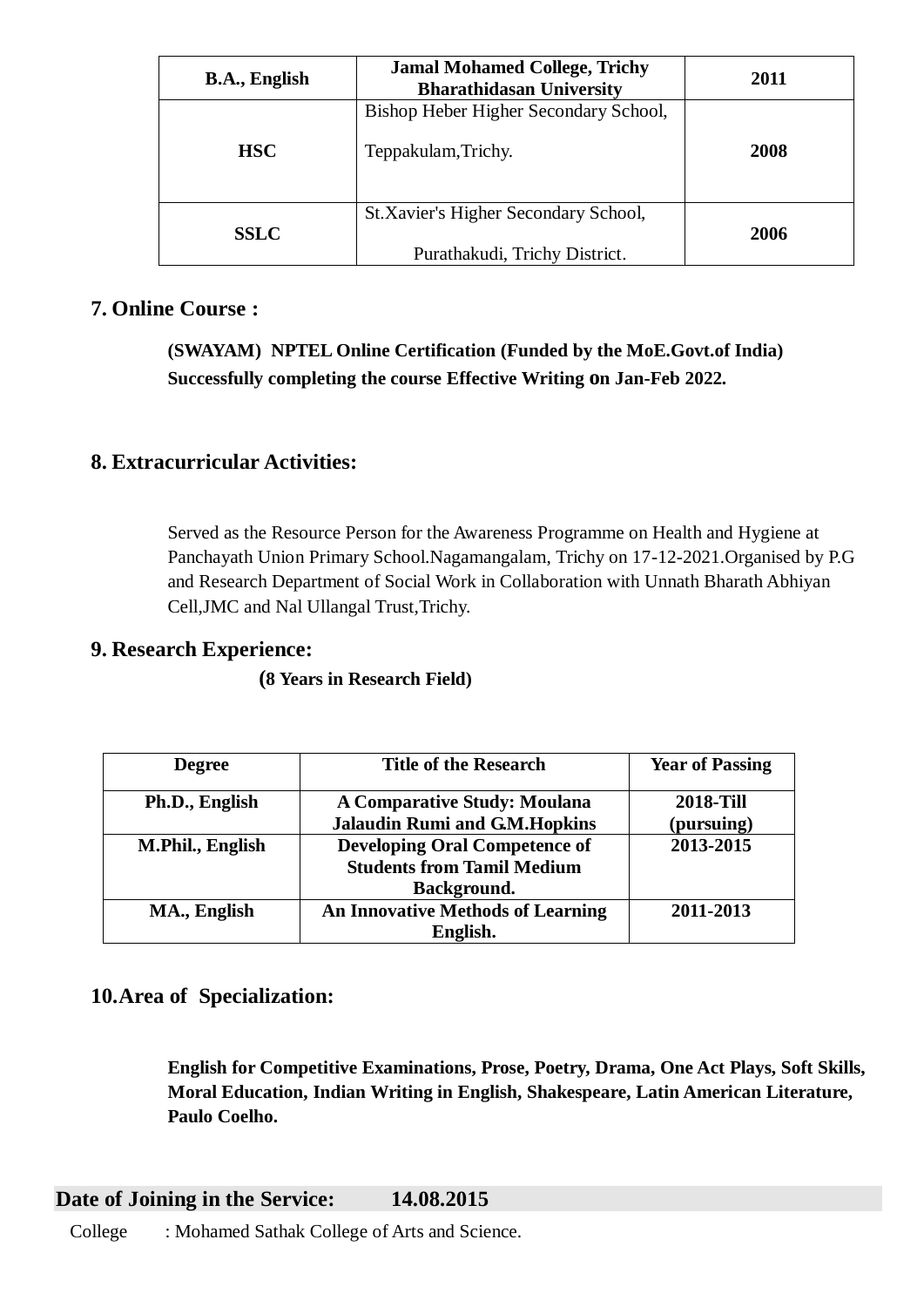| B.A., English | Jamal Mohamed College, Trichy Bharathidasan University | 2011 |
|---|---|---|
| HSC | Bishop Heber Higher Secondary School, Teppakulam,Trichy. | 2008 |
| SSLC | St.Xavier's Higher Secondary School, Purathakudi, Trichy District. | 2006 |

## 7. Online Course :

**(SWAYAM) NPTEL Online Certification (Funded by the MoE.Govt.of India) Successfully completing the course Effective Writing on Jan-Feb 2022.**

## 8. Extracurricular Activities:

Served as the Resource Person for the Awareness Programme on Health and Hygiene at Panchayath Union Primary School.Nagamangalam, Trichy on 17-12-2021.Organised by P.G and Research Department of Social Work in Collaboration with Unnath Bharath Abhiyan Cell,JMC and Nal Ullangal Trust,Trichy.

## 9. Research Experience:

**(8 Years in Research Field)**

| Degree | Title of the Research | Year of Passing |
|---|---|---|
| Ph.D., English | A Comparative Study: Moulana Jalaudin Rumi and G.M.Hopkins | 2018-Till (pursuing) |
| M.Phil., English | Developing Oral Competence of Students from Tamil Medium Background. | 2013-2015 |
| MA., English | An Innovative Methods of Learning English. | 2011-2013 |

## 10. Area of Specialization:

**English for Competitive Examinations, Prose, Poetry, Drama, One Act Plays, Soft Skills, Moral Education, Indian Writing in English, Shakespeare, Latin American Literature, Paulo Coelho.**

**Date of Joining in the Service: 14.08.2015**

College : Mohamed Sathak College of Arts and Science.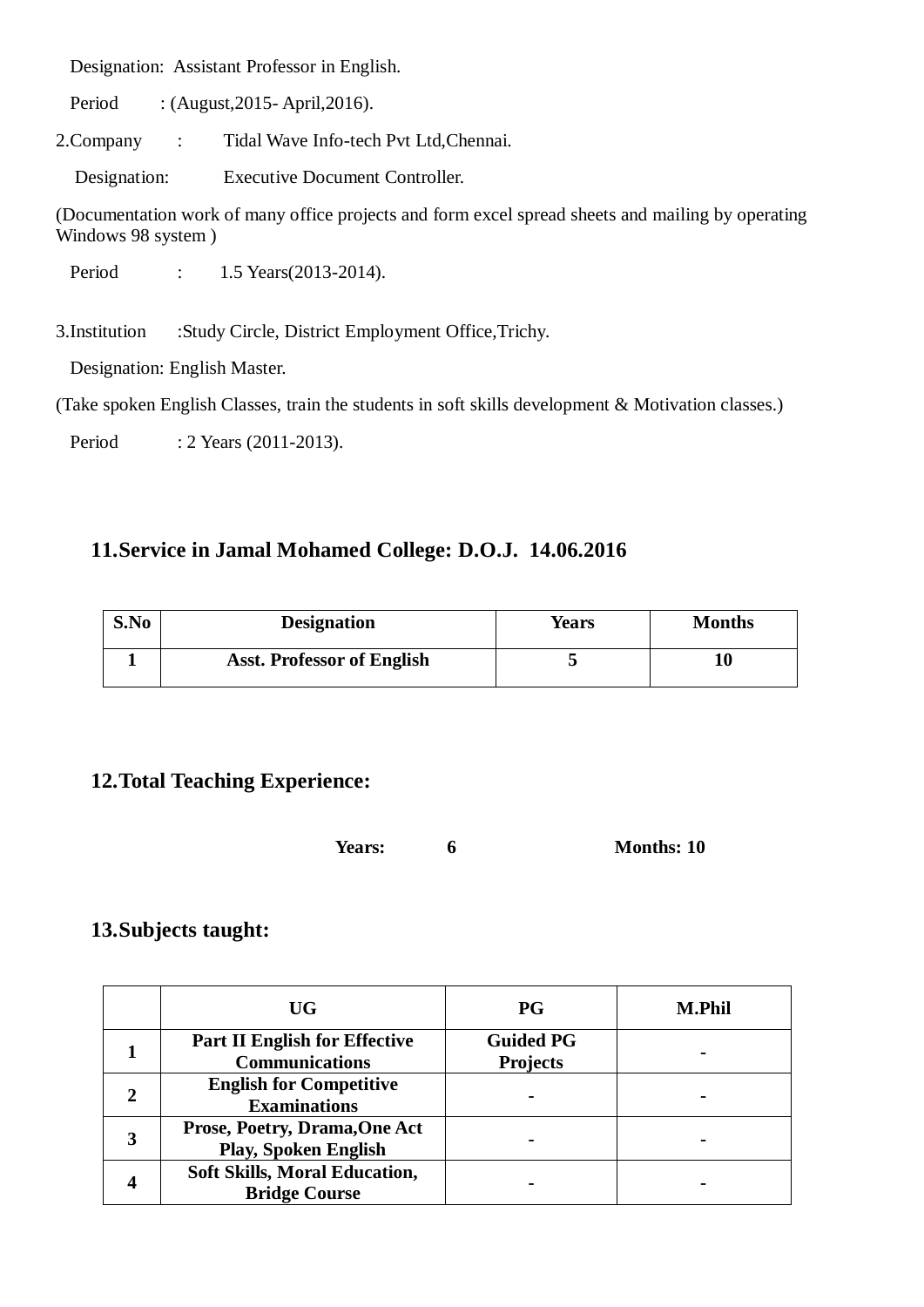Designation: Assistant Professor in English.

Period : (August,2015- April,2016).

2.Company : Tidal Wave Info-tech Pvt Ltd,Chennai.

Designation: Executive Document Controller.

(Documentation work of many office projects and form excel spread sheets and mailing by operating Windows 98 system )

Period : 1.5 Years(2013-2014).

3.Institution :Study Circle, District Employment Office,Trichy.

Designation: English Master.

(Take spoken English Classes, train the students in soft skills development & Motivation classes.)

Period : 2 Years (2011-2013).

## 11.Service in Jamal Mohamed College: D.O.J. 14.06.2016

| S.No | Designation | Years | Months |
|---|---|---|---|
| 1 | Asst. Professor of English | 5 | 10 |

## 12.Total Teaching Experience:

**Years: 6 Months: 10**

## 13.Subjects taught:

| | UG | PG | M.Phil |
|---|---|---|---|
| 1 | Part II English for Effective Communications | Guided PG Projects | - |
| 2 | English for Competitive Examinations | - | - |
| 3 | Prose, Poetry, Drama,One Act Play, Spoken English | - | - |
| 4 | Soft Skills, Moral Education, Bridge Course | - | - |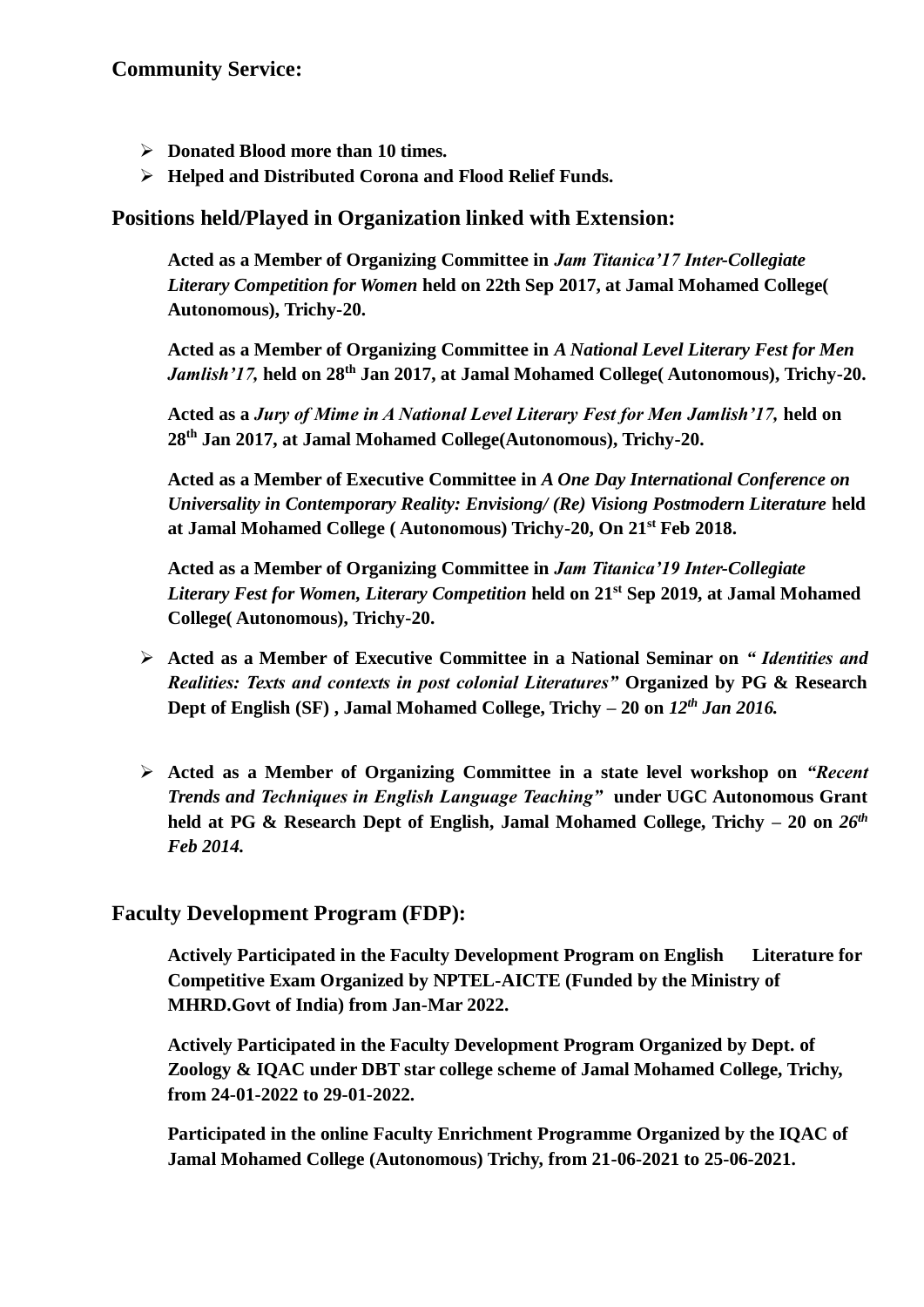## Community Service:

- **Donated Blood more than 10 times.**
- **Helped and Distributed Corona and Flood Relief Funds.**

## Positions held/Played in Organization linked with Extension:

**Acted as a Member of Organizing Committee in *Jam Titanica'17 Inter-Collegiate Literary Competition for Women* held on 22th Sep 2017, at Jamal Mohamed College( Autonomous), Trichy-20.**

**Acted as a Member of Organizing Committee in *A National Level Literary Fest for Men Jamlish'17,* held on 28th Jan 2017, at Jamal Mohamed College( Autonomous), Trichy-20.**

**Acted as a *Jury of Mime in A National Level Literary Fest for Men Jamlish'17,* held on 28th Jan 2017, at Jamal Mohamed College(Autonomous), Trichy-20.**

**Acted as a Member of Executive Committee in *A One Day International Conference on Universality in Contemporary Reality: Envisiong/ (Re) Visiong Postmodern Literature* held at Jamal Mohamed College ( Autonomous) Trichy-20, On 21st Feb 2018.**

**Acted as a Member of Organizing Committee in *Jam Titanica'19 Inter-Collegiate Literary Fest for Women, Literary Competition* held on 21st Sep 2019, at Jamal Mohamed College( Autonomous), Trichy-20.**

- **Acted as a Member of Executive Committee in a National Seminar on *" Identities and Realities: Texts and contexts in post colonial Literatures"* Organized by PG & Research Dept of English (SF) , Jamal Mohamed College, Trichy – 20 on *12th Jan 2016.***

- **Acted as a Member of Organizing Committee in a state level workshop on *"Recent Trends and Techniques in English Language Teaching"* under UGC Autonomous Grant held at PG & Research Dept of English, Jamal Mohamed College, Trichy – 20 on *26th Feb 2014.***

## Faculty Development Program (FDP):

**Actively Participated in the Faculty Development Program on English Literature for Competitive Exam Organized by NPTEL-AICTE (Funded by the Ministry of MHRD.Govt of India) from Jan-Mar 2022.**

**Actively Participated in the Faculty Development Program Organized by Dept. of Zoology & IQAC under DBT star college scheme of Jamal Mohamed College, Trichy, from 24-01-2022 to 29-01-2022.**

**Participated in the online Faculty Enrichment Programme Organized by the IQAC of Jamal Mohamed College (Autonomous) Trichy, from 21-06-2021 to 25-06-2021.**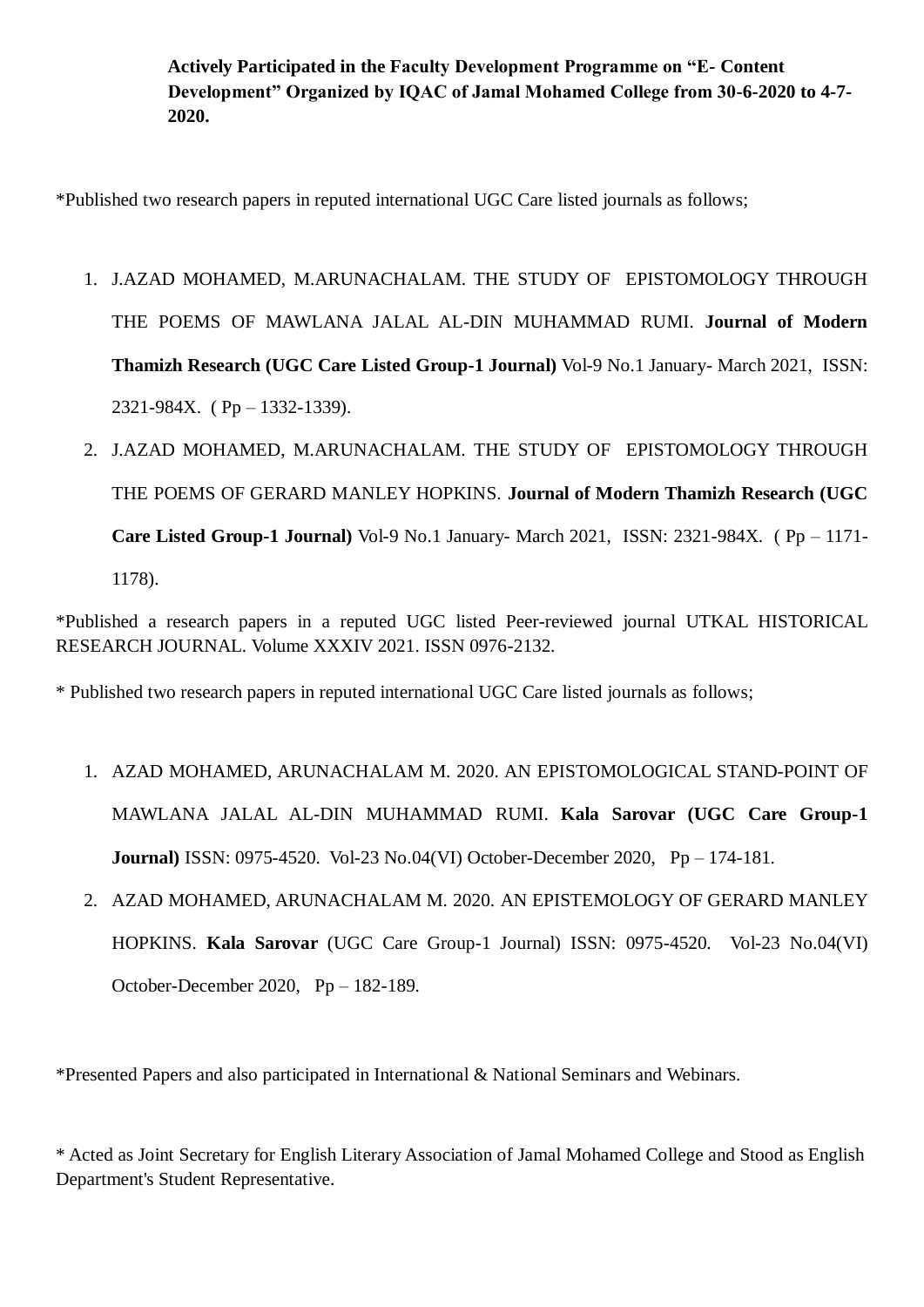**Actively Participated in the Faculty Development Programme on "E- Content Development" Organized by IQAC of Jamal Mohamed College from 30-6-2020 to 4-7-2020.**

*Published two research papers in reputed international UGC Care listed journals as follows;

1. J.AZAD MOHAMED, M.ARUNACHALAM. THE STUDY OF EPISTOMOLOGY THROUGH THE POEMS OF MAWLANA JALAL AL-DIN MUHAMMAD RUMI. **Journal of Modern Thamizh Research (UGC Care Listed Group-1 Journal)** Vol-9 No.1 January- March 2021, ISSN: 2321-984X. ( Pp – 1332-1339).
2. J.AZAD MOHAMED, M.ARUNACHALAM. THE STUDY OF EPISTOMOLOGY THROUGH THE POEMS OF GERARD MANLEY HOPKINS. **Journal of Modern Thamizh Research (UGC Care Listed Group-1 Journal)** Vol-9 No.1 January- March 2021, ISSN: 2321-984X. ( Pp – 1171-1178).

*Published a research papers in a reputed UGC listed Peer-reviewed journal UTKAL HISTORICAL RESEARCH JOURNAL. Volume XXXIV 2021. ISSN 0976-2132.

* Published two research papers in reputed international UGC Care listed journals as follows;

1. AZAD MOHAMED, ARUNACHALAM M. 2020. AN EPISTOMOLOGICAL STAND-POINT OF MAWLANA JALAL AL-DIN MUHAMMAD RUMI. **Kala Sarovar (UGC Care Group-1 Journal)** ISSN: 0975-4520. Vol-23 No.04(VI) October-December 2020, Pp – 174-181.
2. AZAD MOHAMED, ARUNACHALAM M. 2020. AN EPISTEMOLOGY OF GERARD MANLEY HOPKINS. **Kala Sarovar** (UGC Care Group-1 Journal) ISSN: 0975-4520. Vol-23 No.04(VI) October-December 2020, Pp – 182-189.

*Presented Papers and also participated in International & National Seminars and Webinars.

* Acted as Joint Secretary for English Literary Association of Jamal Mohamed College and Stood as English Department's Student Representative.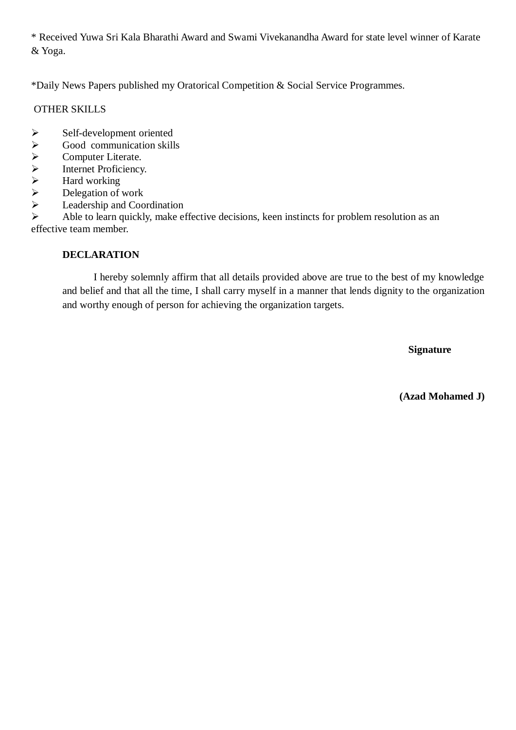* Received Yuwa Sri Kala Bharathi Award and Swami Vivekanandha Award for state level winner of Karate & Yoga.

*Daily News Papers published my Oratorical Competition & Social Service Programmes.

OTHER SKILLS

- Self-development oriented
- Good communication skills
- Computer Literate.
- Internet Proficiency.
- Hard working
- Delegation of work
- Leadership and Coordination
- Able to learn quickly, make effective decisions, keen instincts for problem resolution as an effective team member.

**DECLARATION**

I hereby solemnly affirm that all details provided above are true to the best of my knowledge and belief and that all the time, I shall carry myself in a manner that lends dignity to the organization and worthy enough of person for achieving the organization targets.

**Signature**

**(Azad Mohamed J)**